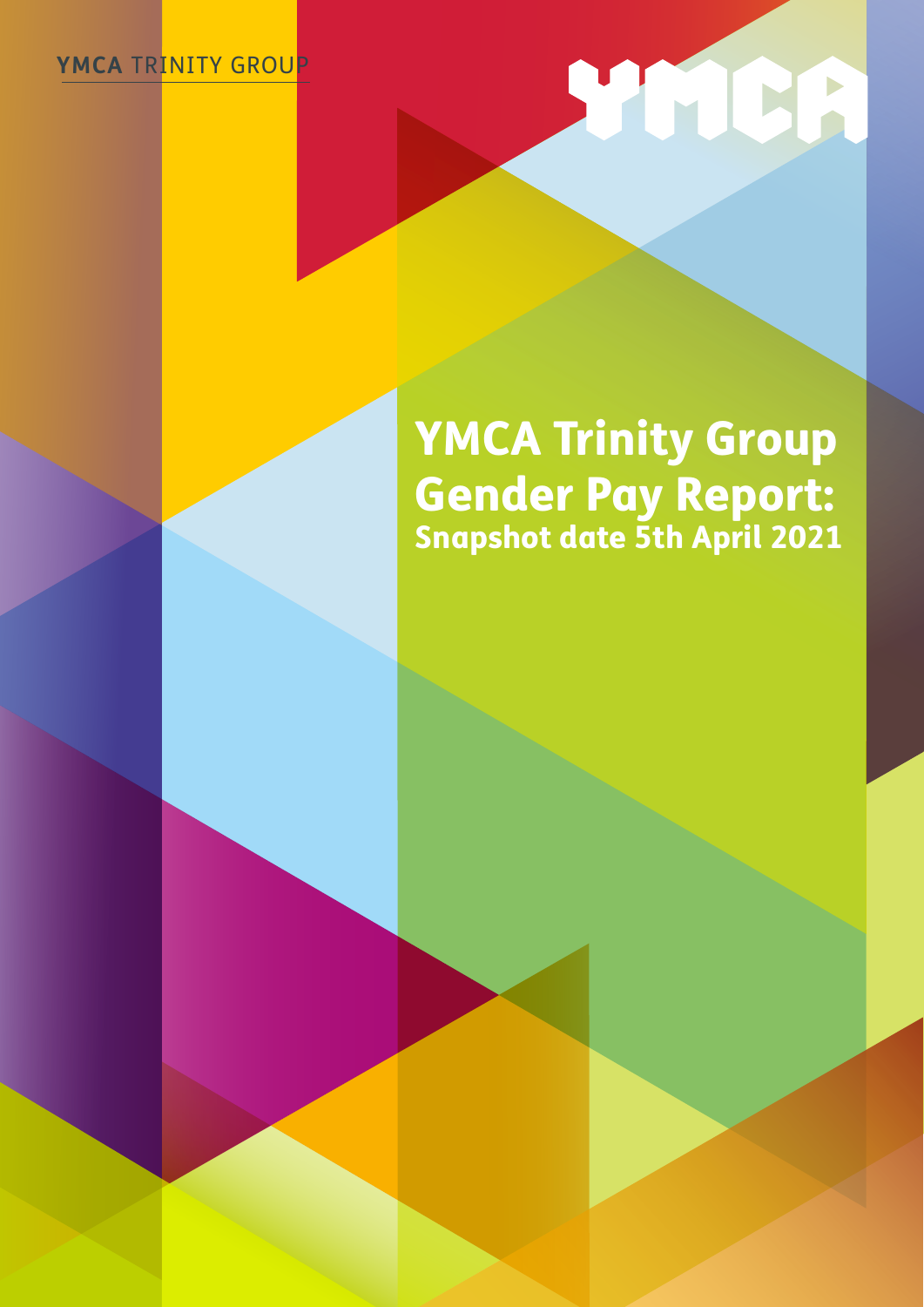YMCA TRINITY GROUP

YMCA

# YMCA Trinity Group Gender Pay Report:

## Snapshot date 5th April 2021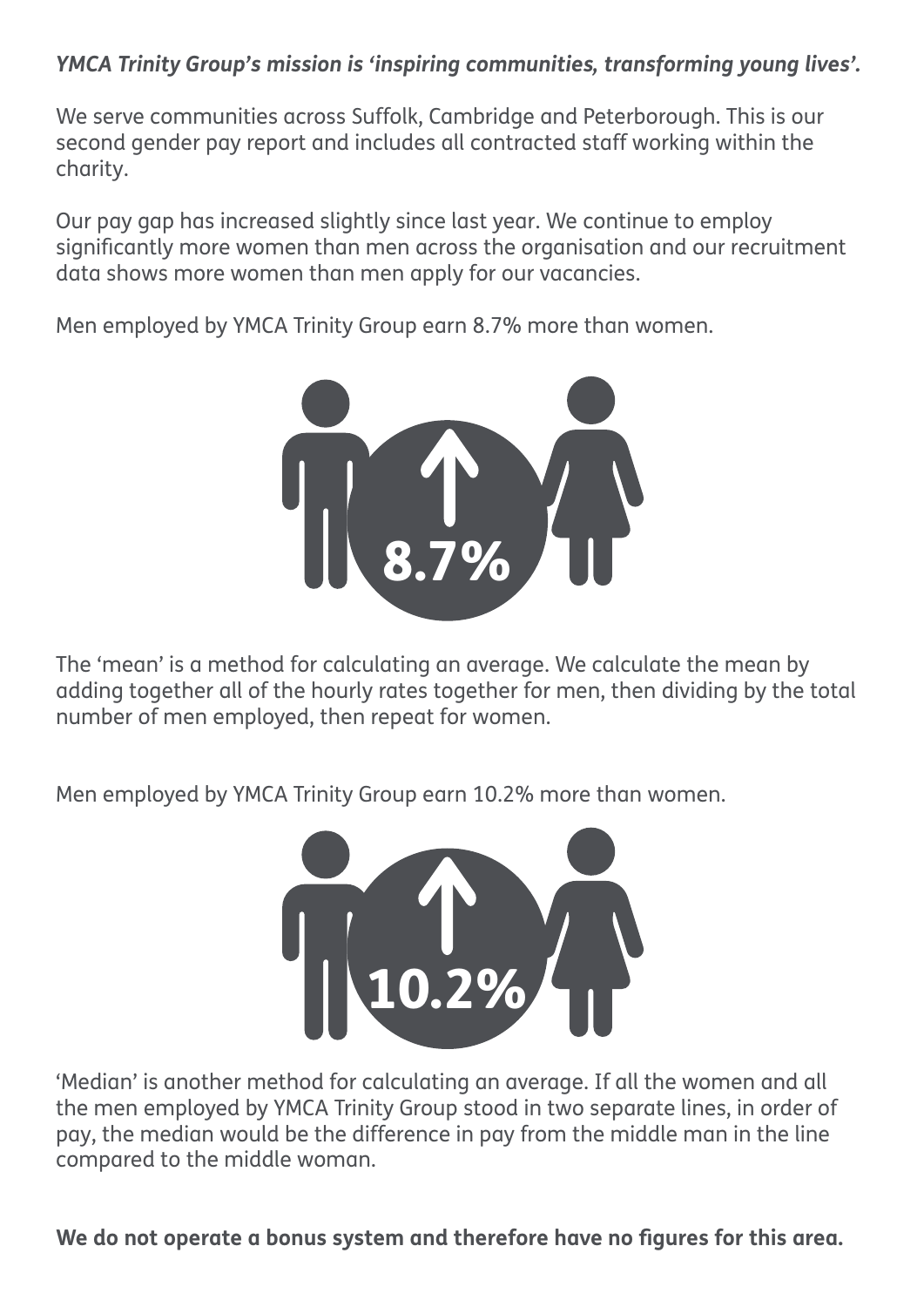***YMCA Trinity Group's mission is 'inspiring communities, transforming young lives'.***

We serve communities across Suffolk, Cambridge and Peterborough. This is our second gender pay report and includes all contracted staff working within the charity.

Our pay gap has increased slightly since last year. We continue to employ significantly more women than men across the organisation and our recruitment data shows more women than men apply for our vacancies.

Men employed by YMCA Trinity Group earn 8.7% more than women.

8.7%

The 'mean' is a method for calculating an average. We calculate the mean by adding together all of the hourly rates together for men, then dividing by the total number of men employed, then repeat for women.

Men employed by YMCA Trinity Group earn 10.2% more than women.

10.2%

'Median' is another method for calculating an average. If all the women and all the men employed by YMCA Trinity Group stood in two separate lines, in order of pay, the median would be the difference in pay from the middle man in the line compared to the middle woman.

**We do not operate a bonus system and therefore have no figures for this area.**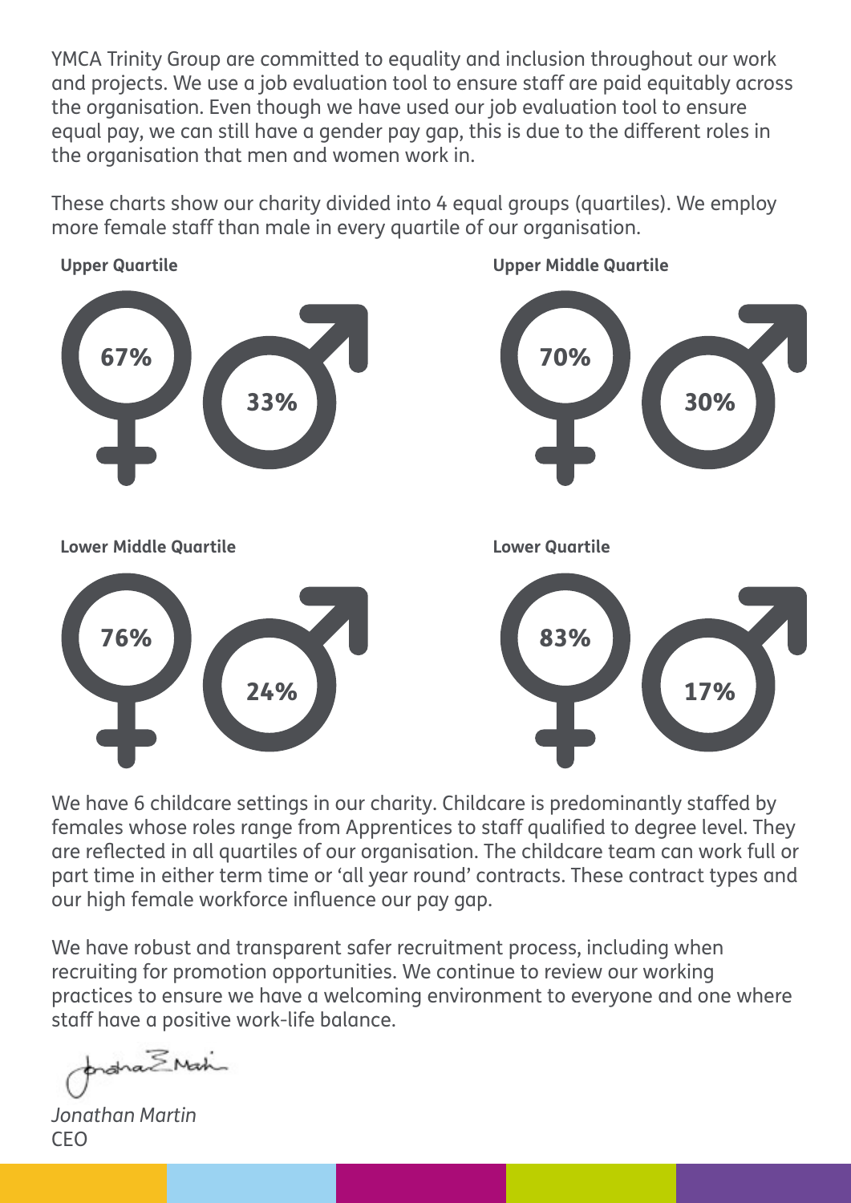YMCA Trinity Group are committed to equality and inclusion throughout our work and projects. We use a job evaluation tool to ensure staff are paid equitably across the organisation. Even though we have used our job evaluation tool to ensure equal pay, we can still have a gender pay gap, this is due to the different roles in the organisation that men and women work in.

These charts show our charity divided into 4 equal groups (quartiles). We employ more female staff than male in every quartile of our organisation.

**Upper Quartile**

67%

33%

**Upper Middle Quartile**

70%

30%

**Lower Middle Quartile**

76%

24%

**Lower Quartile**

83%

17%

We have 6 childcare settings in our charity. Childcare is predominantly staffed by females whose roles range from Apprentices to staff qualified to degree level. They are reflected in all quartiles of our organisation. The childcare team can work full or part time in either term time or 'all year round' contracts. These contract types and our high female workforce influence our pay gap.

We have robust and transparent safer recruitment process, including when recruiting for promotion opportunities. We continue to review our working practices to ensure we have a welcoming environment to everyone and one where staff have a positive work-life balance.

*Jonathan Martin*
CEO